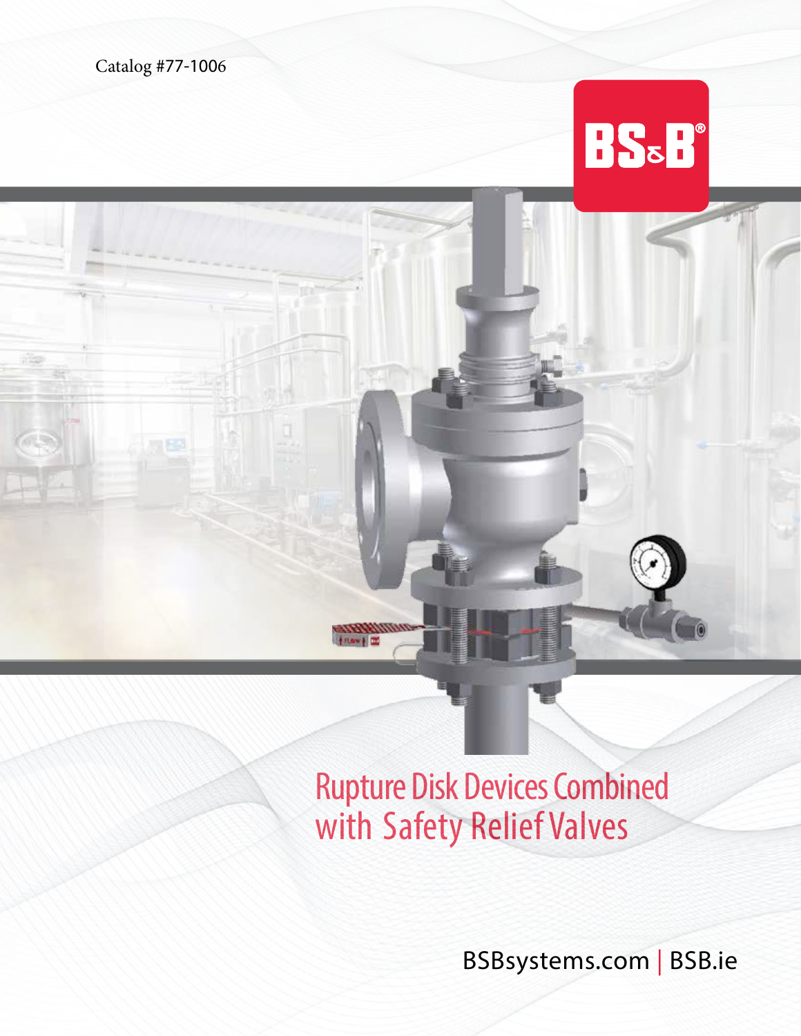Catalog #77-1006

BS&B®

# Rupture Disk Devices Combined with Safety Relief Valves

BSBsystems.com | BSB.ie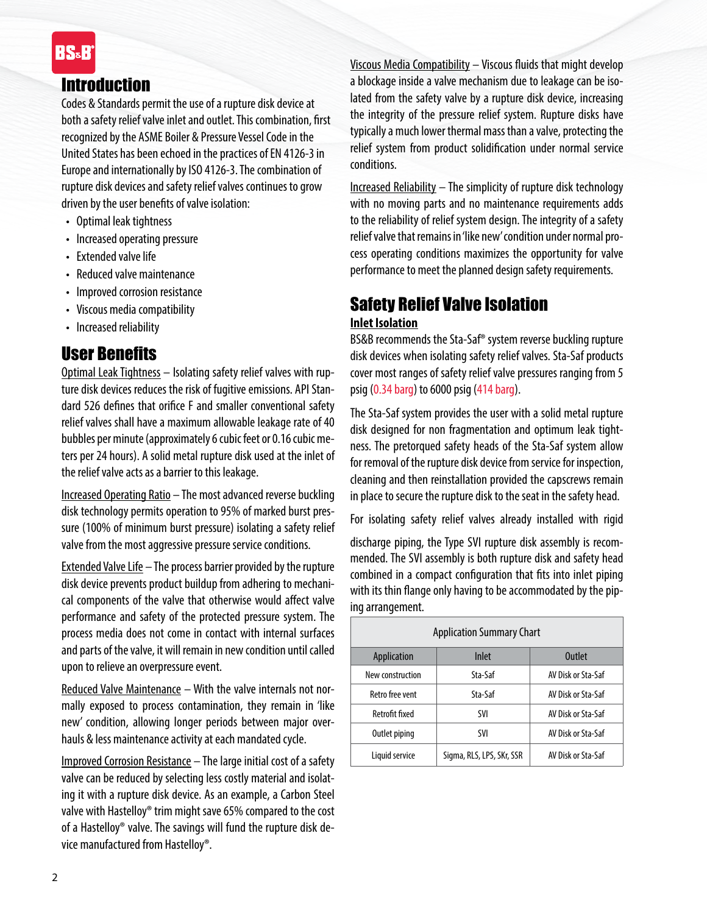## Introduction

Codes & Standards permit the use of a rupture disk device at both a safety relief valve inlet and outlet. This combination, first recognized by the ASME Boiler & Pressure Vessel Code in the United States has been echoed in the practices of EN 4126-3 in Europe and internationally by ISO 4126-3. The combination of rupture disk devices and safety relief valves continues to grow driven by the user benefits of valve isolation:

- Optimal leak tightness
- Increased operating pressure
- Extended valve life
- Reduced valve maintenance
- Improved corrosion resistance
- Viscous media compatibility
- Increased reliability

## User Benefits

Optimal Leak Tightness – Isolating safety relief valves with rupture disk devices reduces the risk of fugitive emissions. API Standard 526 defines that orifice F and smaller conventional safety relief valves shall have a maximum allowable leakage rate of 40 bubbles per minute (approximately 6 cubic feet or 0.16 cubic meters per 24 hours). A solid metal rupture disk used at the inlet of the relief valve acts as a barrier to this leakage.

Increased Operating Ratio – The most advanced reverse buckling disk technology permits operation to 95% of marked burst pressure (100% of minimum burst pressure) isolating a safety relief valve from the most aggressive pressure service conditions.

Extended Valve Life – The process barrier provided by the rupture disk device prevents product buildup from adhering to mechanical components of the valve that otherwise would affect valve performance and safety of the protected pressure system. The process media does not come in contact with internal surfaces and parts of the valve, it will remain in new condition until called upon to relieve an overpressure event.

Reduced Valve Maintenance – With the valve internals not normally exposed to process contamination, they remain in 'like new' condition, allowing longer periods between major overhauls & less maintenance activity at each mandated cycle.

Improved Corrosion Resistance – The large initial cost of a safety valve can be reduced by selecting less costly material and isolating it with a rupture disk device. As an example, a Carbon Steel valve with Hastelloy® trim might save 65% compared to the cost of a Hastelloy® valve. The savings will fund the rupture disk device manufactured from Hastelloy®.

Viscous Media Compatibility – Viscous fluids that might develop a blockage inside a valve mechanism due to leakage can be isolated from the safety valve by a rupture disk device, increasing the integrity of the pressure relief system. Rupture disks have typically a much lower thermal mass than a valve, protecting the relief system from product solidification under normal service conditions.

Increased Reliability – The simplicity of rupture disk technology with no moving parts and no maintenance requirements adds to the reliability of relief system design. The integrity of a safety relief valve that remains in 'like new' condition under normal process operating conditions maximizes the opportunity for valve performance to meet the planned design safety requirements.

## Safety Relief Valve Isolation

### Inlet Isolation

BS&B recommends the Sta-Saf® system reverse buckling rupture disk devices when isolating safety relief valves. Sta-Saf products cover most ranges of safety relief valve pressures ranging from 5 psig (0.34 barg) to 6000 psig (414 barg).

The Sta-Saf system provides the user with a solid metal rupture disk designed for non fragmentation and optimum leak tightness. The pretorqued safety heads of the Sta-Saf system allow for removal of the rupture disk device from service for inspection, cleaning and then reinstallation provided the capscrews remain in place to secure the rupture disk to the seat in the safety head.

For isolating safety relief valves already installed with rigid discharge piping, the Type SVI rupture disk assembly is recommended. The SVI assembly is both rupture disk and safety head combined in a compact configuration that fits into inlet piping with its thin flange only having to be accommodated by the piping arrangement.

| Application Summary Chart | | |
|---|---|---|
| Application | Inlet | Outlet |
| New construction | Sta-Saf | AV Disk or Sta-Saf |
| Retro free vent | Sta-Saf | AV Disk or Sta-Saf |
| Retrofit fixed | SVI | AV Disk or Sta-Saf |
| Outlet piping | SVI | AV Disk or Sta-Saf |
| Liquid service | Sigma, RLS, LPS, SKr, SSR | AV Disk or Sta-Saf |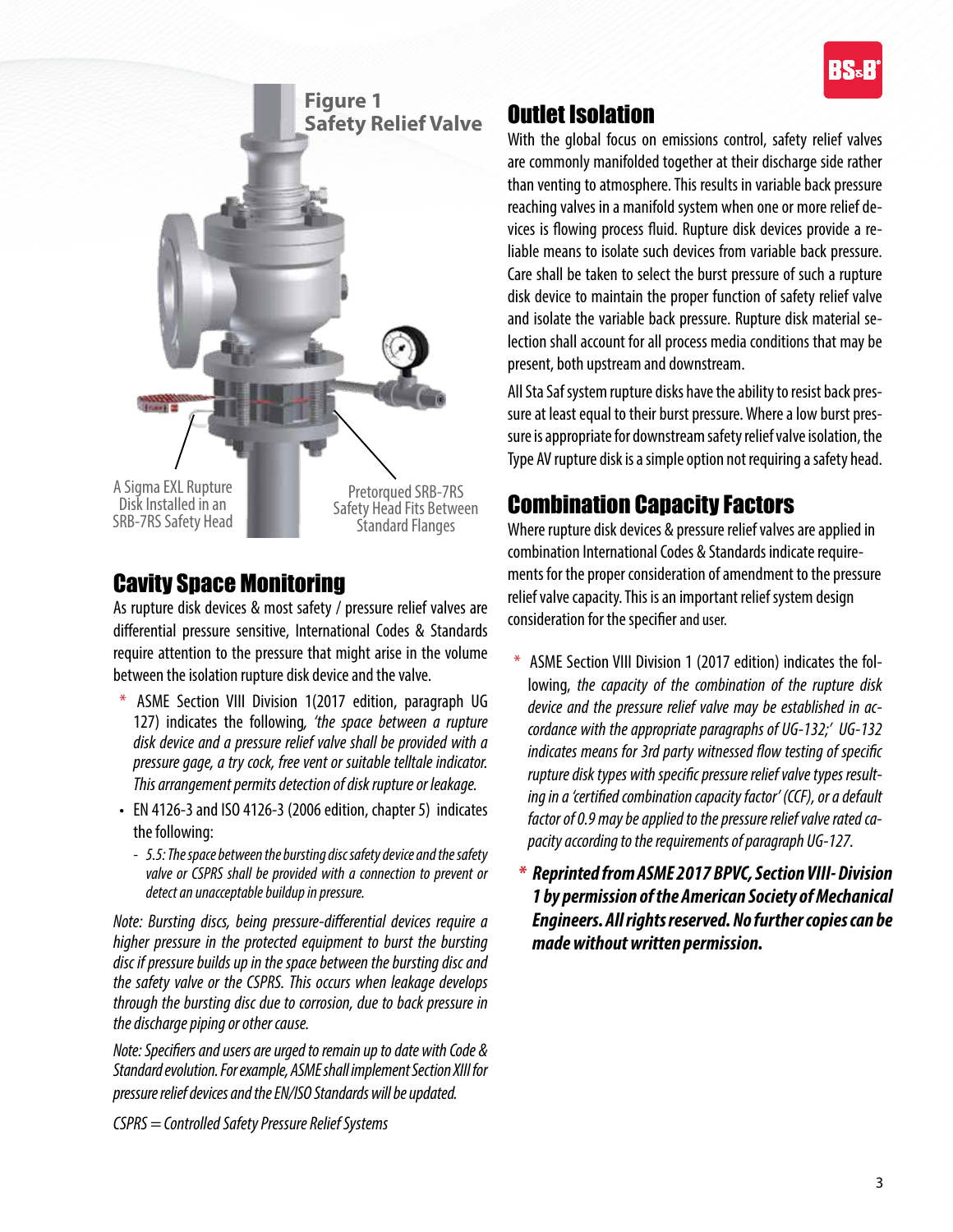Figure 1
Safety Relief Valve

A Sigma EXL Rupture Disk Installed in an SRB-7RS Safety Head

Pretorqued SRB-7RS Safety Head Fits Between Standard Flanges

## Cavity Space Monitoring

As rupture disk devices & most safety / pressure relief valves are differential pressure sensitive, International Codes & Standards require attention to the pressure that might arise in the volume between the isolation rupture disk device and the valve.

- * ASME Section VIII Division 1(2017 edition, paragraph UG 127) indicates the following, *'the space between a rupture disk device and a pressure relief valve shall be provided with a pressure gage, a try cock, free vent or suitable telltale indicator. This arrangement permits detection of disk rupture or leakage.*
- EN 4126-3 and ISO 4126-3 (2006 edition, chapter 5) indicates the following:
  - *5.5: The space between the bursting disc safety device and the safety valve or CSPRS shall be provided with a connection to prevent or detect an unacceptable buildup in pressure.*

*Note: Bursting discs, being pressure-differential devices require a higher pressure in the protected equipment to burst the bursting disc if pressure builds up in the space between the bursting disc and the safety valve or the CSPRS. This occurs when leakage develops through the bursting disc due to corrosion, due to back pressure in the discharge piping or other cause.*

*Note: Specifiers and users are urged to remain up to date with Code & Standard evolution. For example, ASME shall implement Section XIII for pressure relief devices and the EN/ISO Standards will be updated.*

*CSPRS = Controlled Safety Pressure Relief Systems*

## Outlet Isolation

With the global focus on emissions control, safety relief valves are commonly manifolded together at their discharge side rather than venting to atmosphere. This results in variable back pressure reaching valves in a manifold system when one or more relief devices is flowing process fluid. Rupture disk devices provide a reliable means to isolate such devices from variable back pressure. Care shall be taken to select the burst pressure of such a rupture disk device to maintain the proper function of safety relief valve and isolate the variable back pressure. Rupture disk material selection shall account for all process media conditions that may be present, both upstream and downstream.

All Sta Saf system rupture disks have the ability to resist back pressure at least equal to their burst pressure. Where a low burst pressure is appropriate for downstream safety relief valve isolation, the Type AV rupture disk is a simple option not requiring a safety head.

## Combination Capacity Factors

Where rupture disk devices & pressure relief valves are applied in combination International Codes & Standards indicate requirements for the proper consideration of amendment to the pressure relief valve capacity. This is an important relief system design consideration for the specifier and user.

- * ASME Section VIII Division 1 (2017 edition) indicates the following, *the capacity of the combination of the rupture disk device and the pressure relief valve may be established in accordance with the appropriate paragraphs of UG-132;' UG-132 indicates means for 3rd party witnessed flow testing of specific rupture disk types with specific pressure relief valve types resulting in a 'certified combination capacity factor' (CCF), or a default factor of 0.9 may be applied to the pressure relief valve rated capacity according to the requirements of paragraph UG-127.*

***\* Reprinted from ASME 2017 BPVC, Section VIII- Division 1 by permission of the American Society of Mechanical Engineers. All rights reserved. No further copies can be made without written permission.***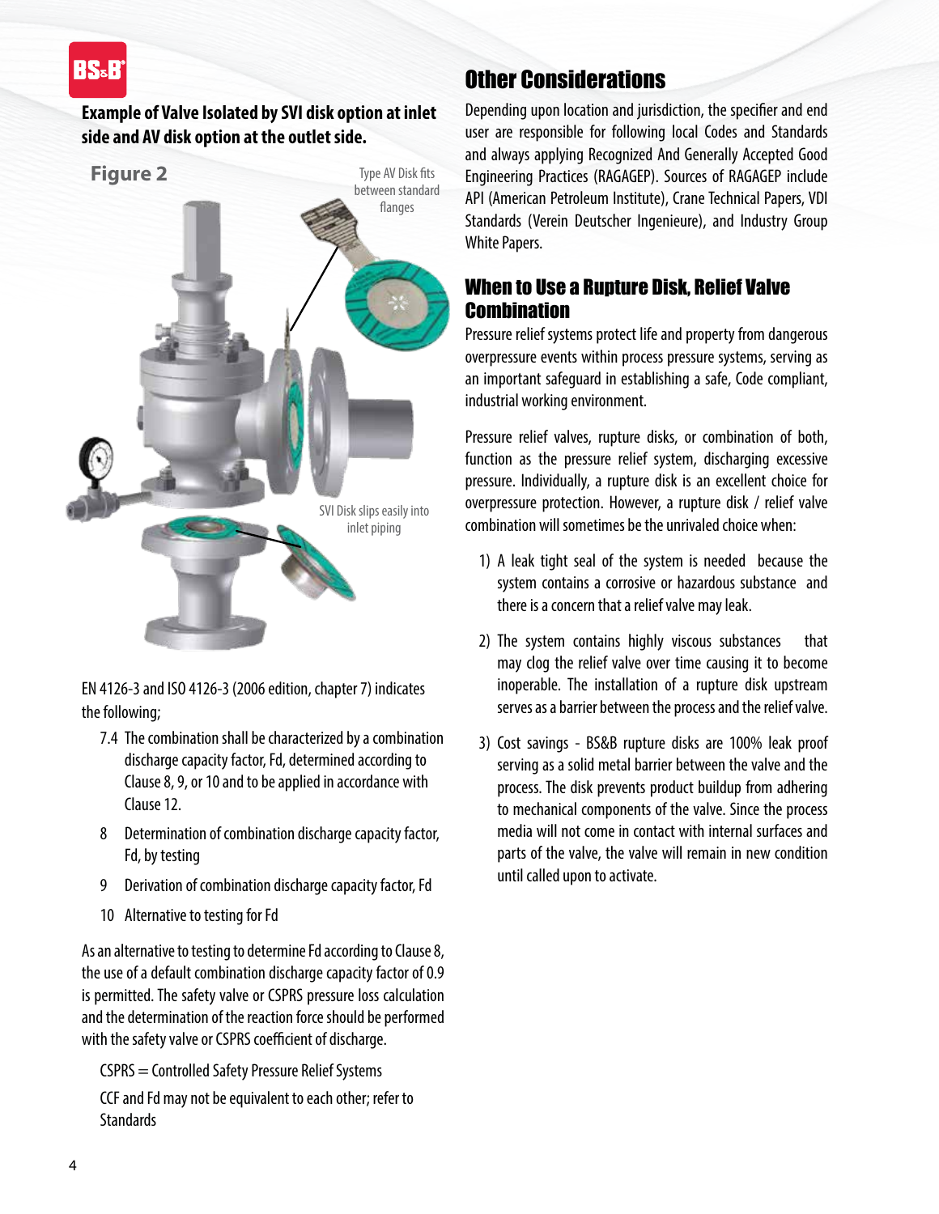**Example of Valve Isolated by SVI disk option at inlet side and AV disk option at the outlet side.**

**Figure 2**

Type AV Disk fits between standard flanges

SVI Disk slips easily into inlet piping

EN 4126-3 and ISO 4126-3 (2006 edition, chapter 7) indicates the following;

7.4 The combination shall be characterized by a combination discharge capacity factor, Fd, determined according to Clause 8, 9, or 10 and to be applied in accordance with Clause 12.

8 Determination of combination discharge capacity factor, Fd, by testing

9 Derivation of combination discharge capacity factor, Fd

10 Alternative to testing for Fd

As an alternative to testing to determine Fd according to Clause 8, the use of a default combination discharge capacity factor of 0.9 is permitted. The safety valve or CSPRS pressure loss calculation and the determination of the reaction force should be performed with the safety valve or CSPRS coefficient of discharge.

CSPRS = Controlled Safety Pressure Relief Systems

CCF and Fd may not be equivalent to each other; refer to Standards

## Other Considerations

Depending upon location and jurisdiction, the specifier and end user are responsible for following local Codes and Standards and always applying Recognized And Generally Accepted Good Engineering Practices (RAGAGEP). Sources of RAGAGEP include API (American Petroleum Institute), Crane Technical Papers, VDI Standards (Verein Deutscher Ingenieure), and Industry Group White Papers.

## When to Use a Rupture Disk, Relief Valve Combination

Pressure relief systems protect life and property from dangerous overpressure events within process pressure systems, serving as an important safeguard in establishing a safe, Code compliant, industrial working environment.

Pressure relief valves, rupture disks, or combination of both, function as the pressure relief system, discharging excessive pressure. Individually, a rupture disk is an excellent choice for overpressure protection. However, a rupture disk / relief valve combination will sometimes be the unrivaled choice when:

1) A leak tight seal of the system is needed because the system contains a corrosive or hazardous substance and there is a concern that a relief valve may leak.

2) The system contains highly viscous substances that may clog the relief valve over time causing it to become inoperable. The installation of a rupture disk upstream serves as a barrier between the process and the relief valve.

3) Cost savings - BS&B rupture disks are 100% leak proof serving as a solid metal barrier between the valve and the process. The disk prevents product buildup from adhering to mechanical components of the valve. Since the process media will not come in contact with internal surfaces and parts of the valve, the valve will remain in new condition until called upon to activate.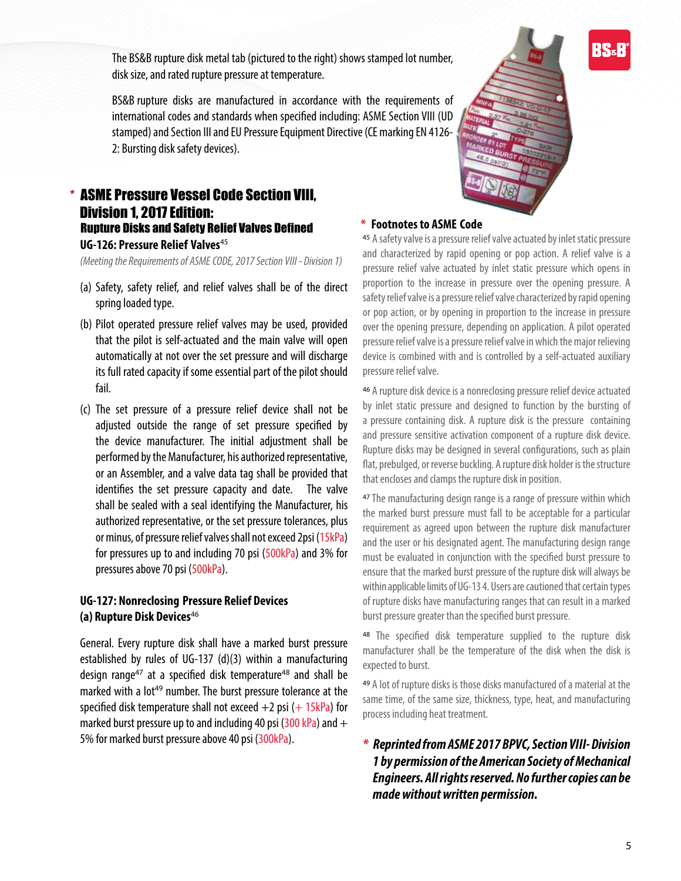The BS&B rupture disk metal tab (pictured to the right) shows stamped lot number, disk size, and rated rupture pressure at temperature.

BS&B rupture disks are manufactured in accordance with the requirements of international codes and standards when specified including: ASME Section VIII (UD stamped) and Section III and EU Pressure Equipment Directive (CE marking EN 4126-2: Bursting disk safety devices).

## * ASME Pressure Vessel Code Section VIII, Division 1, 2017 Edition:

### Rupture Disks and Safety Relief Valves Defined

#### UG-126: Pressure Relief Valves[45]

*(Meeting the Requirements of ASME CODE, 2017 Section VIII - Division 1)*

(a) Safety, safety relief, and relief valves shall be of the direct spring loaded type.

(b) Pilot operated pressure relief valves may be used, provided that the pilot is self-actuated and the main valve will open automatically at not over the set pressure and will discharge its full rated capacity if some essential part of the pilot should fail.

(c) The set pressure of a pressure relief device shall not be adjusted outside the range of set pressure specified by the device manufacturer. The initial adjustment shall be performed by the Manufacturer, his authorized representative, or an Assembler, and a valve data tag shall be provided that identifies the set pressure capacity and date. The valve shall be sealed with a seal identifying the Manufacturer, his authorized representative, or the set pressure tolerances, plus or minus, of pressure relief valves shall not exceed 2psi (15kPa) for pressures up to and including 70 psi (500kPa) and 3% for pressures above 70 psi (500kPa).

#### UG-127: Nonreclosing Pressure Relief Devices
#### (a) Rupture Disk Devices[46]

General. Every rupture disk shall have a marked burst pressure established by rules of UG-137 (d)(3) within a manufacturing design range[47] at a specified disk temperature[48] and shall be marked with a lot[49] number. The burst pressure tolerance at the specified disk temperature shall not exceed +2 psi (+ 15kPa) for marked burst pressure up to and including 40 psi (300 kPa) and + 5% for marked burst pressure above 40 psi (300kPa).

### * Footnotes to ASME Code

[45] A safety valve is a pressure relief valve actuated by inlet static pressure and characterized by rapid opening or pop action. A relief valve is a pressure relief valve actuated by inlet static pressure which opens in proportion to the increase in pressure over the opening pressure. A safety relief valve is a pressure relief valve characterized by rapid opening or pop action, or by opening in proportion to the increase in pressure over the opening pressure, depending on application. A pilot operated pressure relief valve is a pressure relief valve in which the major relieving device is combined with and is controlled by a self-actuated auxiliary pressure relief valve.

[46] A rupture disk device is a nonreclosing pressure relief device actuated by inlet static pressure and designed to function by the bursting of a pressure containing disk. A rupture disk is the pressure containing and pressure sensitive activation component of a rupture disk device. Rupture disks may be designed in several configurations, such as plain flat, prebulged, or reverse buckling. A rupture disk holder is the structure that encloses and clamps the rupture disk in position.

[47] The manufacturing design range is a range of pressure within which the marked burst pressure must fall to be acceptable for a particular requirement as agreed upon between the rupture disk manufacturer and the user or his designated agent. The manufacturing design range must be evaluated in conjunction with the specified burst pressure to ensure that the marked burst pressure of the rupture disk will always be within applicable limits of UG-13 4. Users are cautioned that certain types of rupture disks have manufacturing ranges that can result in a marked burst pressure greater than the specified burst pressure.

[48] The specified disk temperature supplied to the rupture disk manufacturer shall be the temperature of the disk when the disk is expected to burst.

[49] A lot of rupture disks is those disks manufactured of a material at the same time, of the same size, thickness, type, heat, and manufacturing process including heat treatment.

***\* Reprinted from ASME 2017 BPVC, Section VIII- Division 1 by permission of the American Society of Mechanical Engineers. All rights reserved. No further copies can be made without written permission.***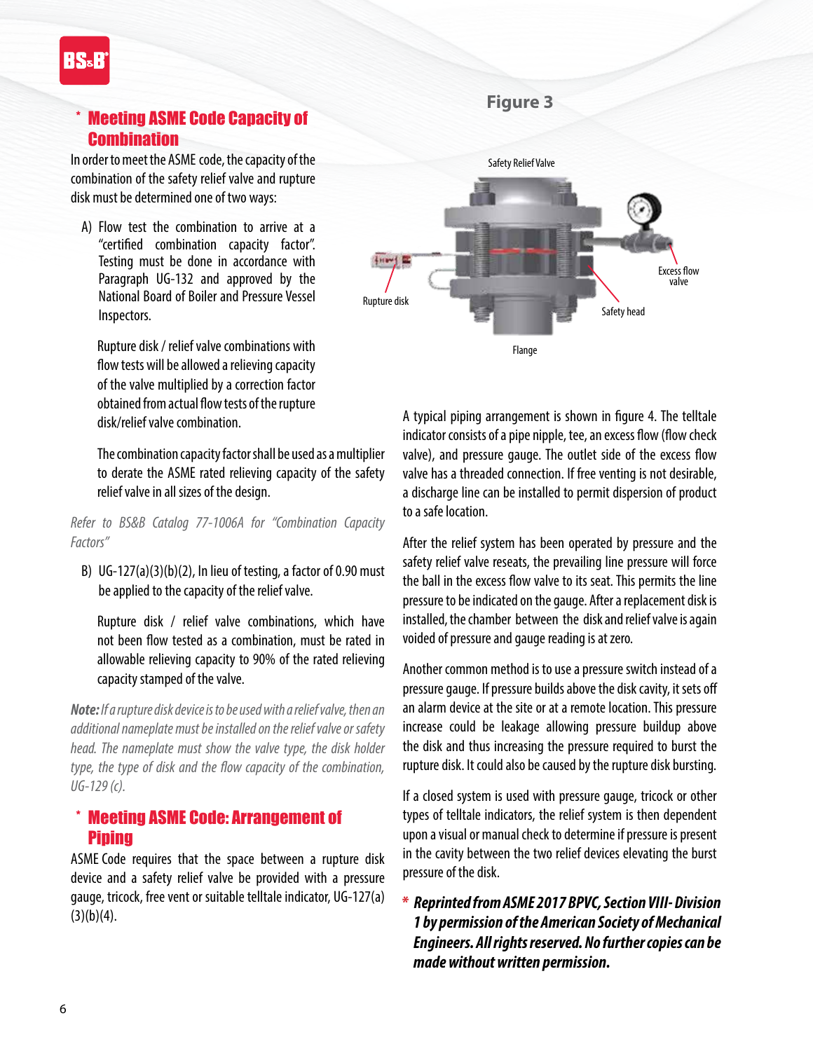## * Meeting ASME Code Capacity of Combination

In order to meet the ASME code, the capacity of the combination of the safety relief valve and rupture disk must be determined one of two ways:

A) Flow test the combination to arrive at a "certified combination capacity factor". Testing must be done in accordance with Paragraph UG-132 and approved by the National Board of Boiler and Pressure Vessel Inspectors.

   Rupture disk / relief valve combinations with flow tests will be allowed a relieving capacity of the valve multiplied by a correction factor obtained from actual flow tests of the rupture disk/relief valve combination.

   The combination capacity factor shall be used as a multiplier to derate the ASME rated relieving capacity of the safety relief valve in all sizes of the design.

*Refer to BS&B Catalog 77-1006A for "Combination Capacity Factors"*

B) UG-127(a)(3)(b)(2), In lieu of testing, a factor of 0.90 must be applied to the capacity of the relief valve.

   Rupture disk / relief valve combinations, which have not been flow tested as a combination, must be rated in allowable relieving capacity to 90% of the rated relieving capacity stamped of the valve.

***Note:*** *If a rupture disk device is to be used with a relief valve, then an additional nameplate must be installed on the relief valve or safety head. The nameplate must show the valve type, the disk holder type, the type of disk and the flow capacity of the combination, UG-129 (c).*

## * Meeting ASME Code: Arrangement of Piping

ASME Code requires that the space between a rupture disk device and a safety relief valve be provided with a pressure gauge, tricock, free vent or suitable telltale indicator, UG-127(a)(3)(b)(4).

**Figure 3**

Safety Relief Valve

Rupture disk

Excess flow valve

Safety head

Flange

A typical piping arrangement is shown in figure 4. The telltale indicator consists of a pipe nipple, tee, an excess flow (flow check valve), and pressure gauge. The outlet side of the excess flow valve has a threaded connection. If free venting is not desirable, a discharge line can be installed to permit dispersion of product to a safe location.

After the relief system has been operated by pressure and the safety relief valve reseats, the prevailing line pressure will force the ball in the excess flow valve to its seat. This permits the line pressure to be indicated on the gauge. After a replacement disk is installed, the chamber between the disk and relief valve is again voided of pressure and gauge reading is at zero.

Another common method is to use a pressure switch instead of a pressure gauge. If pressure builds above the disk cavity, it sets off an alarm device at the site or at a remote location. This pressure increase could be leakage allowing pressure buildup above the disk and thus increasing the pressure required to burst the rupture disk. It could also be caused by the rupture disk bursting.

If a closed system is used with pressure gauge, tricock or other types of telltale indicators, the relief system is then dependent upon a visual or manual check to determine if pressure is present in the cavity between the two relief devices elevating the burst pressure of the disk.

***\* Reprinted from ASME 2017 BPVC, Section VIII- Division 1 by permission of the American Society of Mechanical Engineers. All rights reserved. No further copies can be made without written permission.***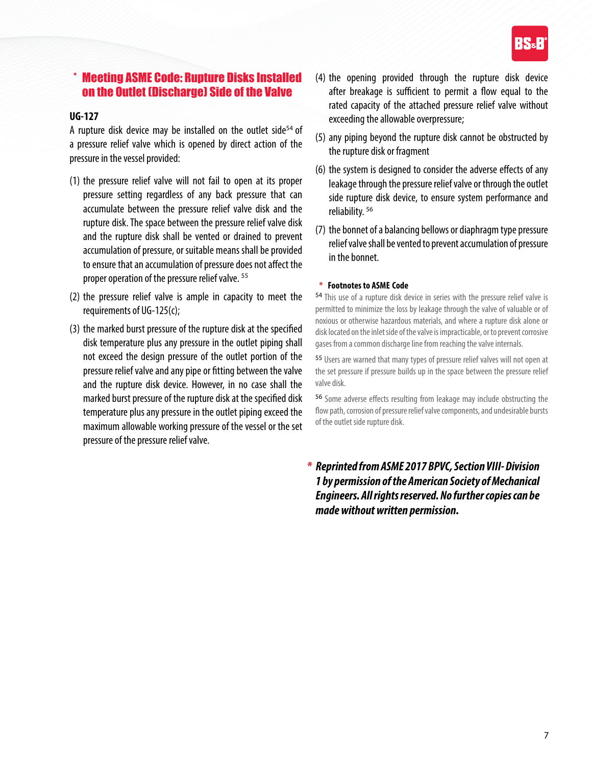## * Meeting ASME Code: Rupture Disks Installed on the Outlet (Discharge) Side of the Valve

**UG-127**

A rupture disk device may be installed on the outlet side[54] of a pressure relief valve which is opened by direct action of the pressure in the vessel provided:

(1) the pressure relief valve will not fail to open at its proper pressure setting regardless of any back pressure that can accumulate between the pressure relief valve disk and the rupture disk. The space between the pressure relief valve disk and the rupture disk shall be vented or drained to prevent accumulation of pressure, or suitable means shall be provided to ensure that an accumulation of pressure does not affect the proper operation of the pressure relief valve. [55]

(2) the pressure relief valve is ample in capacity to meet the requirements of UG-125(c);

(3) the marked burst pressure of the rupture disk at the specified disk temperature plus any pressure in the outlet piping shall not exceed the design pressure of the outlet portion of the pressure relief valve and any pipe or fitting between the valve and the rupture disk device. However, in no case shall the marked burst pressure of the rupture disk at the specified disk temperature plus any pressure in the outlet piping exceed the maximum allowable working pressure of the vessel or the set pressure of the pressure relief valve.

(4) the opening provided through the rupture disk device after breakage is sufficient to permit a flow equal to the rated capacity of the attached pressure relief valve without exceeding the allowable overpressure;

(5) any piping beyond the rupture disk cannot be obstructed by the rupture disk or fragment

(6) the system is designed to consider the adverse effects of any leakage through the pressure relief valve or through the outlet side rupture disk device, to ensure system performance and reliability. [56]

(7) the bonnet of a balancing bellows or diaphragm type pressure relief valve shall be vented to prevent accumulation of pressure in the bonnet.

**\* Footnotes to ASME Code**

[54] This use of a rupture disk device in series with the pressure relief valve is permitted to minimize the loss by leakage through the valve of valuable or of noxious or otherwise hazardous materials, and where a rupture disk alone or disk located on the inlet side of the valve is impracticable, or to prevent corrosive gases from a common discharge line from reaching the valve internals.

[55] Users are warned that many types of pressure relief valves will not open at the set pressure if pressure builds up in the space between the pressure relief valve disk.

[56] Some adverse effects resulting from leakage may include obstructing the flow path, corrosion of pressure relief valve components, and undesirable bursts of the outlet side rupture disk.

***\* Reprinted from ASME 2017 BPVC, Section VIII- Division 1 by permission of the American Society of Mechanical Engineers. All rights reserved. No further copies can be made without written permission.***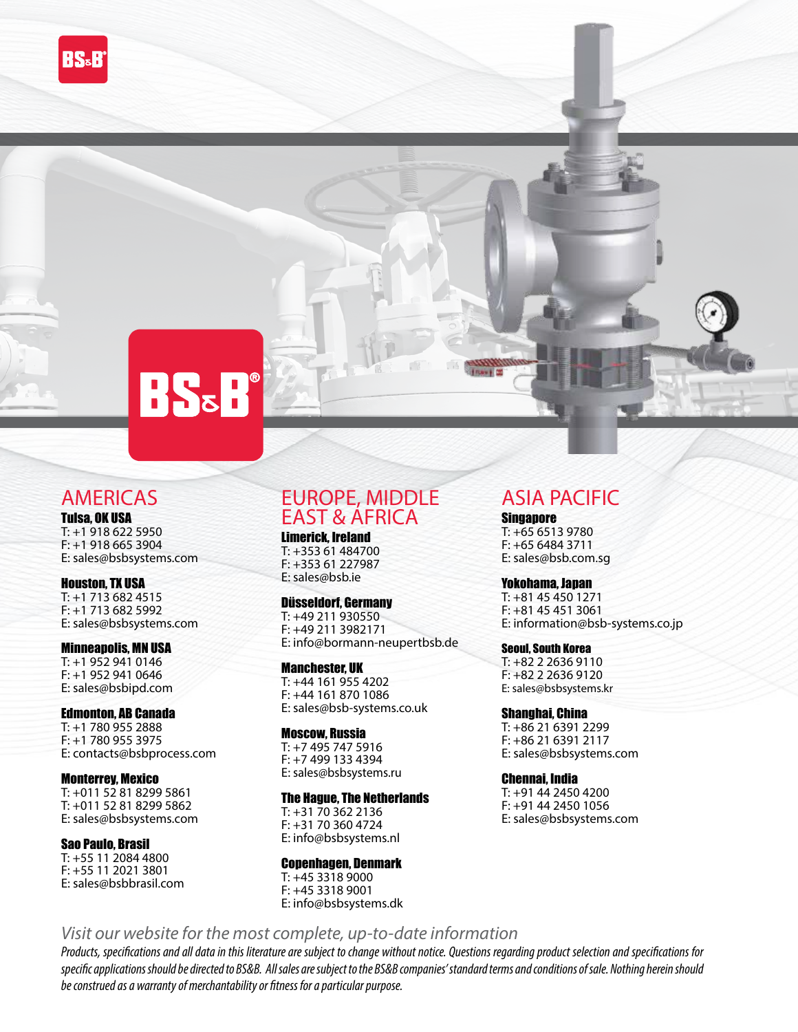## AMERICAS

**Tulsa, OK USA**
T: +1 918 622 5950
F: +1 918 665 3904
E: sales@bsbsystems.com

**Houston, TX USA**
T: +1 713 682 4515
F: +1 713 682 5992
E: sales@bsbsystems.com

**Minneapolis, MN USA**
T: +1 952 941 0146
F: +1 952 941 0646
E: sales@bsbipd.com

**Edmonton, AB Canada**
T: +1 780 955 2888
F: +1 780 955 3975
E: contacts@bsbprocess.com

**Monterrey, Mexico**
T: +011 52 81 8299 5861
T: +011 52 81 8299 5862
E: sales@bsbsystems.com

**Sao Paulo, Brasil**
T: +55 11 2084 4800
F: +55 11 2021 3801
E: sales@bsbbrasil.com

## EUROPE, MIDDLE EAST & AFRICA

**Limerick, Ireland**
T: +353 61 484700
F: +353 61 227987
E: sales@bsb.ie

**Düsseldorf, Germany**
T: +49 211 930550
F: +49 211 3982171
E: info@bormann-neupertbsb.de

**Manchester, UK**
T: +44 161 955 4202
F: +44 161 870 1086
E: sales@bsb-systems.co.uk

**Moscow, Russia**
T: +7 495 747 5916
F: +7 499 133 4394
E: sales@bsbsystems.ru

**The Hague, The Netherlands**
T: +31 70 362 2136
F: +31 70 360 4724
E: info@bsbsystems.nl

**Copenhagen, Denmark**
T: +45 3318 9000
F: +45 3318 9001
E: info@bsbsystems.dk

## ASIA PACIFIC

**Singapore**
T: +65 6513 9780
F: +65 6484 3711
E: sales@bsb.com.sg

**Yokohama, Japan**
T: +81 45 450 1271
F: +81 45 451 3061
E: information@bsb-systems.co.jp

**Seoul, South Korea**
T: +82 2 2636 9110
F: +82 2 2636 9120
E: sales@bsbsystems.kr

**Shanghai, China**
T: +86 21 6391 2299
F: +86 21 6391 2117
E: sales@bsbsystems.com

**Chennai, India**
T: +91 44 2450 4200
F: +91 44 2450 1056
E: sales@bsbsystems.com

*Visit our website for the most complete, up-to-date information*

*Products, specifications and all data in this literature are subject to change without notice. Questions regarding product selection and specifications for specific applications should be directed to BS&B. All sales are subject to the BS&B companies' standard terms and conditions of sale. Nothing herein should be construed as a warranty of merchantability or fitness for a particular purpose.*